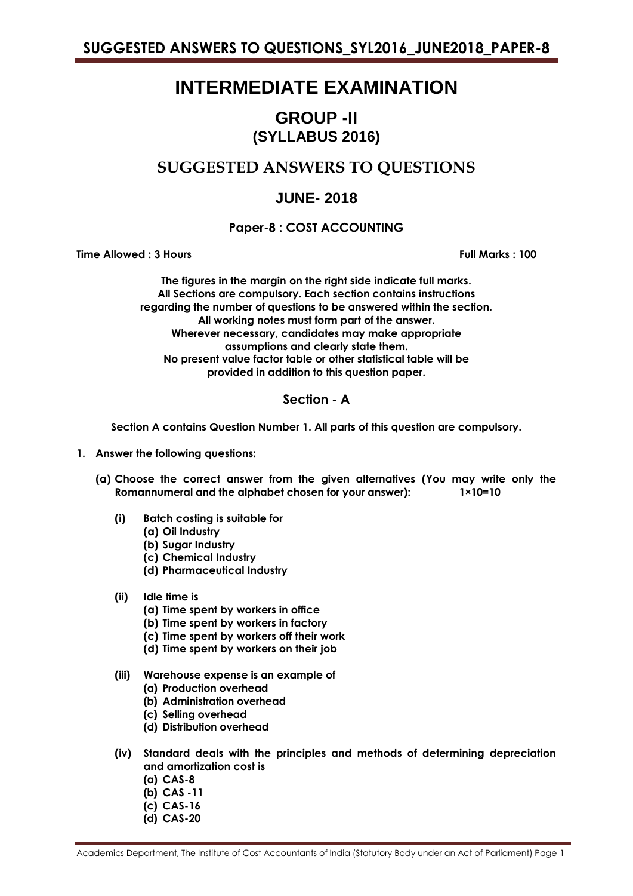# INTERMEDIATE EXAMINATION

## GROUP -II
## (SYLLABUS 2016)

## SUGGESTED ANSWERS TO QUESTIONS

## JUNE- 2018

### Paper-8 : COST ACCOUNTING

**Time Allowed : 3 Hours** **Full Marks : 100**

**The figures in the margin on the right side indicate full marks.**
**All Sections are compulsory. Each section contains instructions regarding the number of questions to be answered within the section.**
**All working notes must form part of the answer.**
**Wherever necessary, candidates may make appropriate assumptions and clearly state them.**
**No present value factor table or other statistical table will be provided in addition to this question paper.**

### Section - A

**Section A contains Question Number 1. All parts of this question are compulsory.**

**1. Answer the following questions:**

**(a) Choose the correct answer from the given alternatives (You may write only the Romannumeral and the alphabet chosen for your answer): 1×10=10**

**(i) Batch costing is suitable for**
- (a) Oil Industry
- (b) Sugar Industry
- (c) Chemical Industry
- (d) Pharmaceutical Industry

**(ii) Idle time is**
- (a) Time spent by workers in office
- (b) Time spent by workers in factory
- (c) Time spent by workers off their work
- (d) Time spent by workers on their job

**(iii) Warehouse expense is an example of**
- (a) Production overhead
- (b) Administration overhead
- (c) Selling overhead
- (d) Distribution overhead

**(iv) Standard deals with the principles and methods of determining depreciation and amortization cost is**
- (a) CAS-8
- (b) CAS -11
- (c) CAS-16
- (d) CAS-20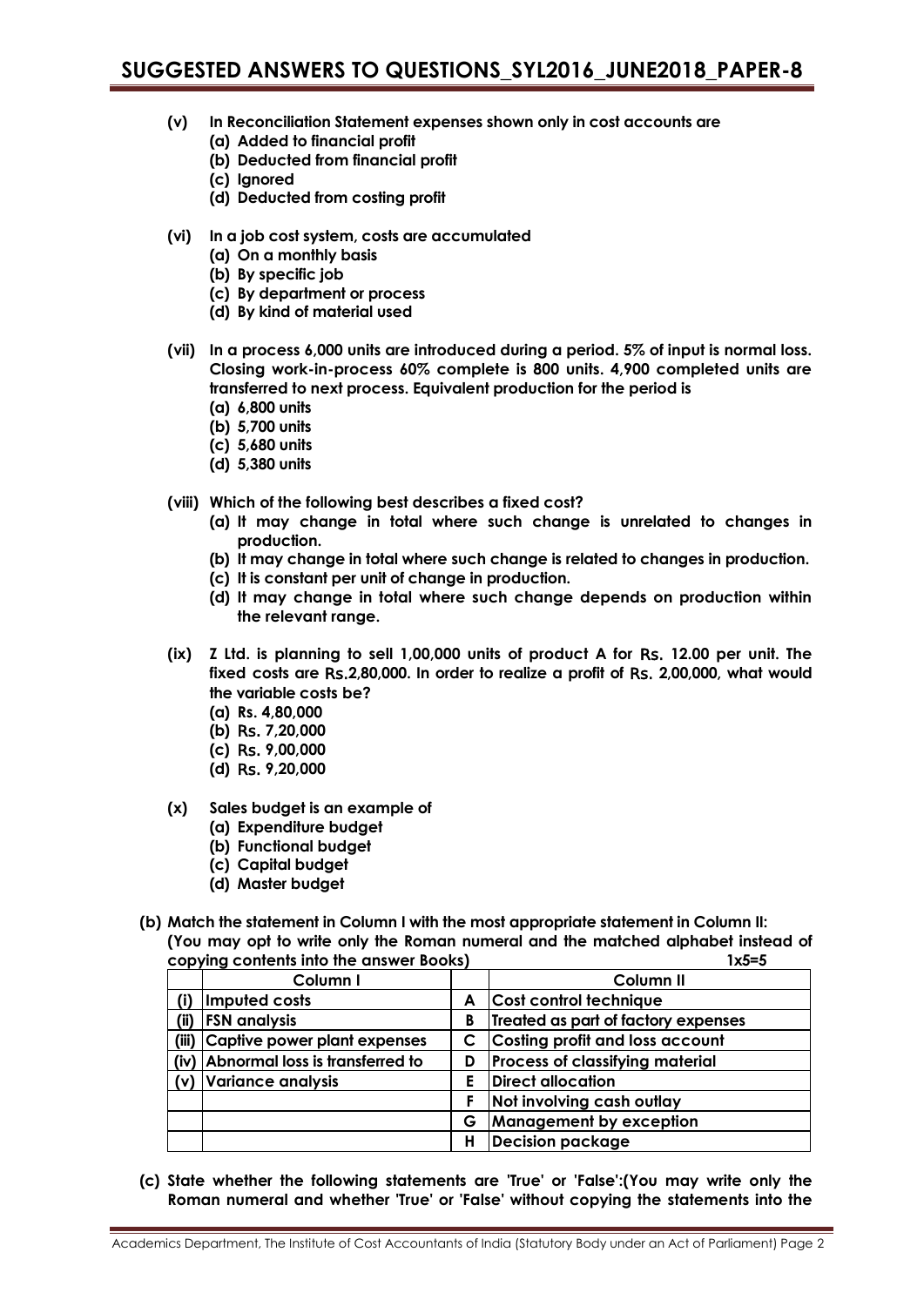- **(v)** **In Reconciliation Statement expenses shown only in cost accounts are**
  - **(a) Added to financial profit**
  - **(b) Deducted from financial profit**
  - **(c) Ignored**
  - **(d) Deducted from costing profit**

- **(vi)** **In a job cost system, costs are accumulated**
  - **(a) On a monthly basis**
  - **(b) By specific job**
  - **(c) By department or process**
  - **(d) By kind of material used**

- **(vii)** **In a process 6,000 units are introduced during a period. 5% of input is normal loss. Closing work-in-process 60% complete is 800 units. 4,900 completed units are transferred to next process. Equivalent production for the period is**
  - **(a) 6,800 units**
  - **(b) 5,700 units**
  - **(c) 5,680 units**
  - **(d) 5,380 units**

- **(viii)** **Which of the following best describes a fixed cost?**
  - **(a) It may change in total where such change is unrelated to changes in production.**
  - **(b) It may change in total where such change is related to changes in production.**
  - **(c) It is constant per unit of change in production.**
  - **(d) It may change in total where such change depends on production within the relevant range.**

- **(ix)** **Z Ltd. is planning to sell 1,00,000 units of product A for Rs. 12.00 per unit. The fixed costs are Rs.2,80,000. In order to realize a profit of Rs. 2,00,000, what would the variable costs be?**
  - **(a) Rs. 4,80,000**
  - **(b) Rs. 7,20,000**
  - **(c) Rs. 9,00,000**
  - **(d) Rs. 9,20,000**

- **(x)** **Sales budget is an example of**
  - **(a) Expenditure budget**
  - **(b) Functional budget**
  - **(c) Capital budget**
  - **(d) Master budget**

**(b) Match the statement in Column I with the most appropriate statement in Column II: (You may opt to write only the Roman numeral and the matched alphabet instead of copying contents into the answer Books)** **1x5=5**

| | Column I | | Column II |
|---|---|---|---|
| (i) | Imputed costs | A | Cost control technique |
| (ii) | FSN analysis | B | Treated as part of factory expenses |
| (iii) | Captive power plant expenses | C | Costing profit and loss account |
| (iv) | Abnormal loss is transferred to | D | Process of classifying material |
| (v) | Variance analysis | E | Direct allocation |
| | | F | Not involving cash outlay |
| | | G | Management by exception |
| | | H | Decision package |

**(c) State whether the following statements are 'True' or 'False':(You may write only the Roman numeral and whether 'True' or 'False' without copying the statements into the**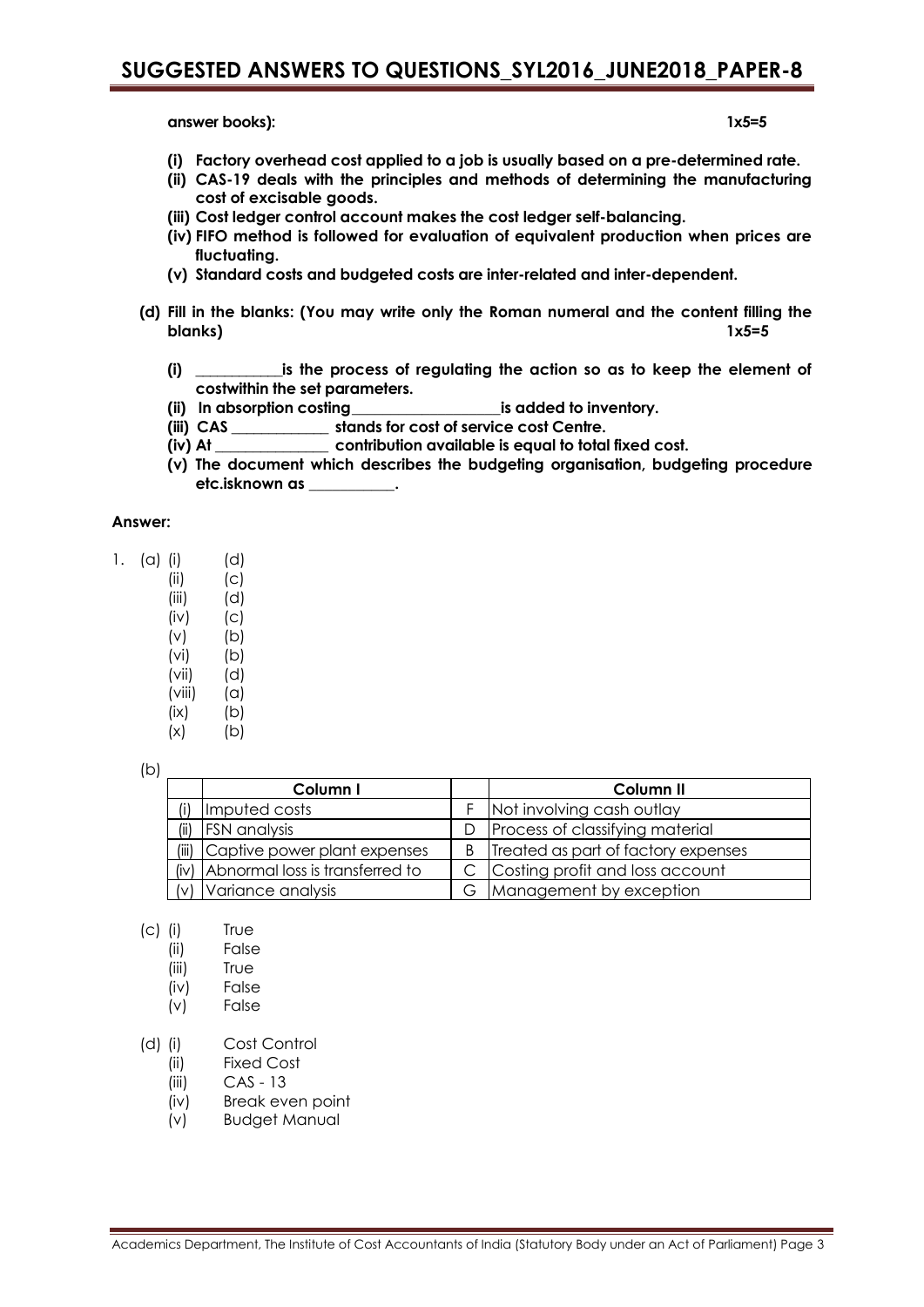**answer books):** **1x5=5**

- **(i) Factory overhead cost applied to a job is usually based on a pre-determined rate.**
- **(ii) CAS-19 deals with the principles and methods of determining the manufacturing cost of excisable goods.**
- **(iii) Cost ledger control account makes the cost ledger self-balancing.**
- **(iv) FIFO method is followed for evaluation of equivalent production when prices are fluctuating.**
- **(v) Standard costs and budgeted costs are inter-related and inter-dependent.**

**(d) Fill in the blanks: (You may write only the Roman numeral and the content filling the blanks)** **1x5=5**

- **(i) ___________is the process of regulating the action so as to keep the element of costwithin the set parameters.**
- **(ii) In absorption costing__________________is added to inventory.**
- **(iii) CAS ____________ stands for cost of service cost Centre.**
- **(iv) At ______________ contribution available is equal to total fixed cost.**
- **(v) The document which describes the budgeting organisation, budgeting procedure etc.isknown as ___________.**

**Answer:**

1. (a)
   - (i) (d)
   - (ii) (c)
   - (iii) (d)
   - (iv) (c)
   - (v) (b)
   - (vi) (b)
   - (vii) (d)
   - (viii) (a)
   - (ix) (b)
   - (x) (b)

(b)

| | Column I | | Column II |
|---|---|---|---|
| (i) | Imputed costs | F | Not involving cash outlay |
| (ii) | FSN analysis | D | Process of classifying material |
| (iii) | Captive power plant expenses | B | Treated as part of factory expenses |
| (iv) | Abnormal loss is transferred to | C | Costing profit and loss account |
| (v) | Variance analysis | G | Management by exception |

(c)
- (i) True
- (ii) False
- (iii) True
- (iv) False
- (v) False

(d)
- (i) Cost Control
- (ii) Fixed Cost
- (iii) CAS - 13
- (iv) Break even point
- (v) Budget Manual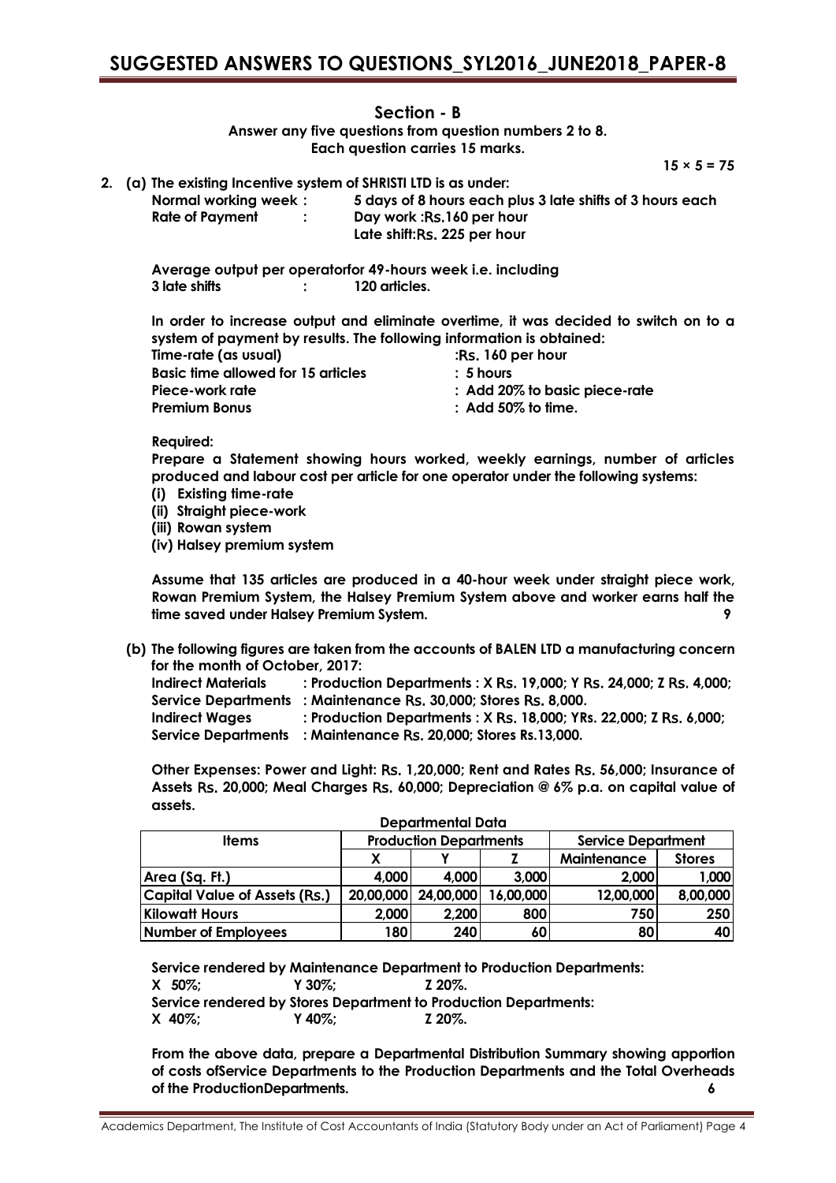## Section - B

**Answer any five questions from question numbers 2 to 8.**
**Each question carries 15 marks.**

**15 × 5 = 75**

**2. (a) The existing Incentive system of SHRISTI LTD is as under:**

| | | |
|---|---|---|
| **Normal working week** | **:** | **5 days of 8 hours each plus 3 late shifts of 3 hours each** |
| **Rate of Payment** | **:** | **Day work :Rs.160 per hour** |
| | | **Late shift:Rs. 225 per hour** |

**Average output per operatorfor 49-hours week i.e. including 3 late shifts : 120 articles.**

**In order to increase output and eliminate overtime, it was decided to switch on to a system of payment by results. The following information is obtained:**

| | |
|---|---|
| **Time-rate (as usual)** | **:Rs. 160 per hour** |
| **Basic time allowed for 15 articles** | **: 5 hours** |
| **Piece-work rate** | **: Add 20% to basic piece-rate** |
| **Premium Bonus** | **: Add 50% to time.** |

**Required:**

**Prepare a Statement showing hours worked, weekly earnings, number of articles produced and labour cost per article for one operator under the following systems:**

**(i) Existing time-rate**
**(ii) Straight piece-work**
**(iii) Rowan system**
**(iv) Halsey premium system**

**Assume that 135 articles are produced in a 40-hour week under straight piece work, Rowan Premium System, the Halsey Premium System above and worker earns half the time saved under Halsey Premium System.** **9**

**(b) The following figures are taken from the accounts of BALEN LTD a manufacturing concern for the month of October, 2017:**

| | |
|---|---|
| **Indirect Materials** | **: Production Departments : X Rs. 19,000; Y Rs. 24,000; Z Rs. 4,000;** |
| **Service Departments** | **: Maintenance Rs. 30,000; Stores Rs. 8,000.** |
| **Indirect Wages** | **: Production Departments : X Rs. 18,000; YRs. 22,000; Z Rs. 6,000;** |
| **Service Departments** | **: Maintenance Rs. 20,000; Stores Rs.13,000.** |

**Other Expenses: Power and Light: Rs. 1,20,000; Rent and Rates Rs. 56,000; Insurance of Assets Rs. 20,000; Meal Charges Rs. 60,000; Depreciation @ 6% p.a. on capital value of assets.**

**Departmental Data**

| **Items** | **Production Departments** | | | **Service Department** | |
|---|---|---|---|---|---|
| | **X** | **Y** | **Z** | **Maintenance** | **Stores** |
| **Area (Sq. Ft.)** | **4,000** | **4,000** | **3,000** | **2,000** | **1,000** |
| **Capital Value of Assets (Rs.)** | **20,00,000** | **24,00,000** | **16,00,000** | **12,00,000** | **8,00,000** |
| **Kilowatt Hours** | **2,000** | **2,200** | **800** | **750** | **250** |
| **Number of Employees** | **180** | **240** | **60** | **80** | **40** |

**Service rendered by Maintenance Department to Production Departments:**
**X 50%; Y 30%; Z 20%.**
**Service rendered by Stores Department to Production Departments:**
**X 40%; Y 40%; Z 20%.**

**From the above data, prepare a Departmental Distribution Summary showing apportion of costs ofService Departments to the Production Departments and the Total Overheads of the ProductionDepartments.** **6**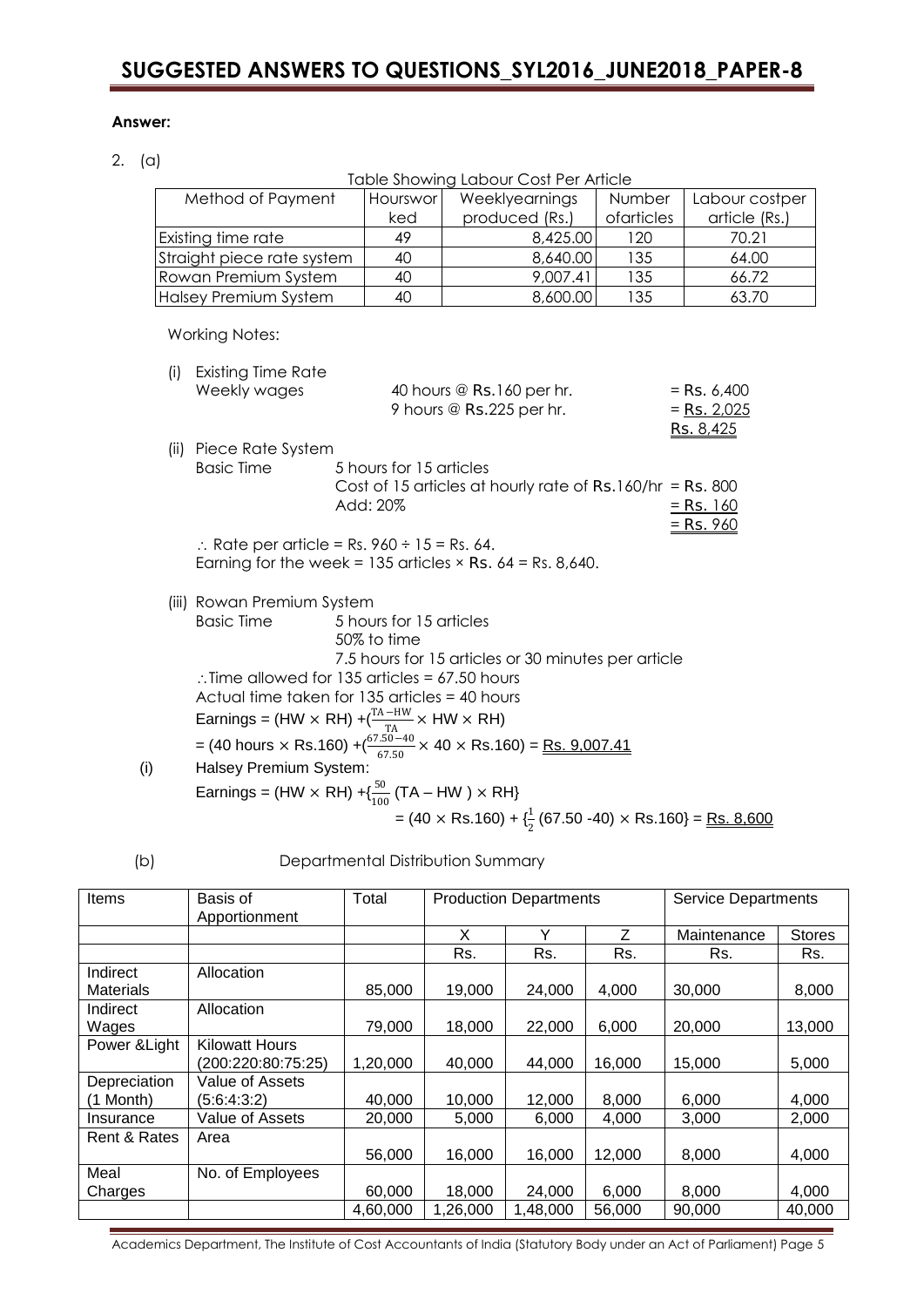**Answer:**

2. (a)

Table Showing Labour Cost Per Article

| Method of Payment | Hoursworked | Weeklyearnings produced (Rs.) | Number ofarticles | Labour costper article (Rs.) |
|---|---|---|---|---|
| Existing time rate | 49 | 8,425.00 | 120 | 70.21 |
| Straight piece rate system | 40 | 8,640.00 | 135 | 64.00 |
| Rowan Premium System | 40 | 9,007.41 | 135 | 66.72 |
| Halsey Premium System | 40 | 8,600.00 | 135 | 63.70 |

Working Notes:

(i) Existing Time Rate

Weekly wages — 40 hours @ Rs.160 per hr. = Rs. 6,400

9 hours @ Rs.225 per hr. = Rs. 2,025

Rs. 8,425

(ii) Piece Rate System

Basic Time — 5 hours for 15 articles

Cost of 15 articles at hourly rate of Rs.160/hr = Rs. 800

Add: 20% = Rs. 160

= Rs. 960

$\therefore$ Rate per article = Rs. 960 ÷ 15 = Rs. 64.

Earning for the week = 135 articles × Rs. 64 = Rs. 8,640.

(iii) Rowan Premium System

Basic Time — 5 hours for 15 articles

50% to time

7.5 hours for 15 articles or 30 minutes per article

$\therefore$Time allowed for 135 articles = 67.50 hours

Actual time taken for 135 articles = 40 hours

Earnings = $(HW \times RH) + (\frac{TA - HW}{TA} \times HW \times RH)$

= (40 hours × Rs.160) + $(\frac{67.50 - 40}{67.50} \times 40 \times$ Rs.160) = Rs. 9,007.41

(i) Halsey Premium System:

Earnings = $(HW \times RH) + \{\frac{50}{100} (TA - HW) \times RH\}$

= (40 × Rs.160) + $\{\frac{1}{2}$ (67.50 -40) × Rs.160} = Rs. 8,600

(b) Departmental Distribution Summary

| Items | Basis of Apportionment | Total | Production Departments | | | Service Departments | |
|---|---|---|---|---|---|---|---|
| | | | X | Y | Z | Maintenance | Stores |
| | | | Rs. | Rs. | Rs. | Rs. | Rs. |
| Indirect Materials | Allocation | 85,000 | 19,000 | 24,000 | 4,000 | 30,000 | 8,000 |
| Indirect Wages | Allocation | 79,000 | 18,000 | 22,000 | 6,000 | 20,000 | 13,000 |
| Power &Light | Kilowatt Hours (200:220:80:75:25) | 1,20,000 | 40,000 | 44,000 | 16,000 | 15,000 | 5,000 |
| Depreciation (1 Month) | Value of Assets (5:6:4:3:2) | 40,000 | 10,000 | 12,000 | 8,000 | 6,000 | 4,000 |
| Insurance | Value of Assets | 20,000 | 5,000 | 6,000 | 4,000 | 3,000 | 2,000 |
| Rent & Rates | Area | 56,000 | 16,000 | 16,000 | 12,000 | 8,000 | 4,000 |
| Meal Charges | No. of Employees | 60,000 | 18,000 | 24,000 | 6,000 | 8,000 | 4,000 |
| | | 4,60,000 | 1,26,000 | 1,48,000 | 56,000 | 90,000 | 40,000 |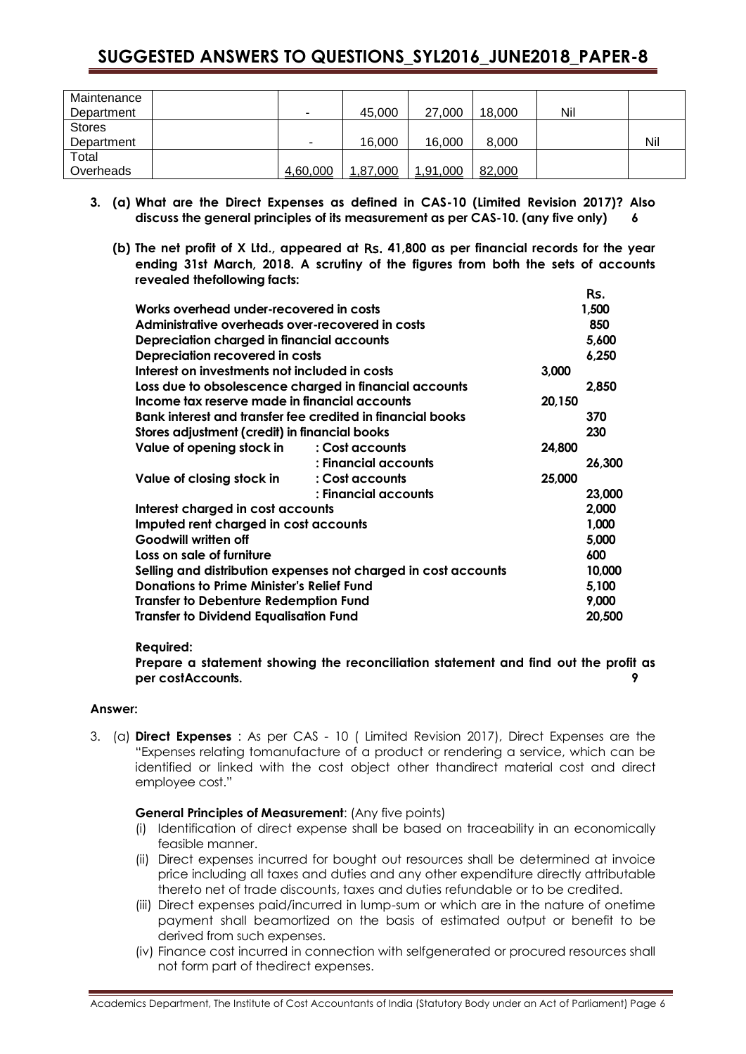| | | | | | | | |
|---|---|---|---|---|---|---|---|
| Maintenance Department | | - | 45,000 | 27,000 | 18,000 | Nil | |
| Stores Department | | - | 16,000 | 16,000 | 8,000 | | Nil |
| Total Overheads | | <u>4,60,000</u> | <u>1,87,000</u> | <u>1,91,000</u> | <u>82,000</u> | | |

**3. (a) What are the Direct Expenses as defined in CAS-10 (Limited Revision 2017)? Also discuss the general principles of its measurement as per CAS-10. (any five only) 6**

**(b) The net profit of X Ltd., appeared at Rs. 41,800 as per financial records for the year ending 31st March, 2018. A scrutiny of the figures from both the sets of accounts revealed thefollowing facts:**

| | | | Rs. |
|---|---|---|---|
| **Works overhead under-recovered in costs** | | | **1,500** |
| **Administrative overheads over-recovered in costs** | | | **850** |
| **Depreciation charged in financial accounts** | | | **5,600** |
| **Depreciation recovered in costs** | | | **6,250** |
| **Interest on investments not included in costs** | | **3,000** | |
| **Loss due to obsolescence charged in financial accounts** | | | **2,850** |
| **Income tax reserve made in financial accounts** | | **20,150** | |
| **Bank interest and transfer fee credited in financial books** | | | **370** |
| **Stores adjustment (credit) in financial books** | | | **230** |
| **Value of opening stock in** | **: Cost accounts** | **24,800** | |
| | **: Financial accounts** | | **26,300** |
| **Value of closing stock in** | **: Cost accounts** | **25,000** | |
| | **: Financial accounts** | | **23,000** |
| **Interest charged in cost accounts** | | | **2,000** |
| **Imputed rent charged in cost accounts** | | | **1,000** |
| **Goodwill written off** | | | **5,000** |
| **Loss on sale of furniture** | | | **600** |
| **Selling and distribution expenses not charged in cost accounts** | | | **10,000** |
| **Donations to Prime Minister's Relief Fund** | | | **5,100** |
| **Transfer to Debenture Redemption Fund** | | | **9,000** |
| **Transfer to Dividend Equalisation Fund** | | | **20,500** |

**Required:**

**Prepare a statement showing the reconciliation statement and find out the profit as per costAccounts. 9**

**Answer:**

3. (a) **Direct Expenses** : As per CAS - 10 ( Limited Revision 2017), Direct Expenses are the "Expenses relating tomanufacture of a product or rendering a service, which can be identified or linked with the cost object other thandirect material cost and direct employee cost."

**General Principles of Measurement**: (Any five points)

(i) Identification of direct expense shall be based on traceability in an economically feasible manner.

(ii) Direct expenses incurred for bought out resources shall be determined at invoice price including all taxes and duties and any other expenditure directly attributable thereto net of trade discounts, taxes and duties refundable or to be credited.

(iii) Direct expenses paid/incurred in lump-sum or which are in the nature of onetime payment shall beamortized on the basis of estimated output or benefit to be derived from such expenses.

(iv) Finance cost incurred in connection with selfgenerated or procured resources shall not form part of thedirect expenses.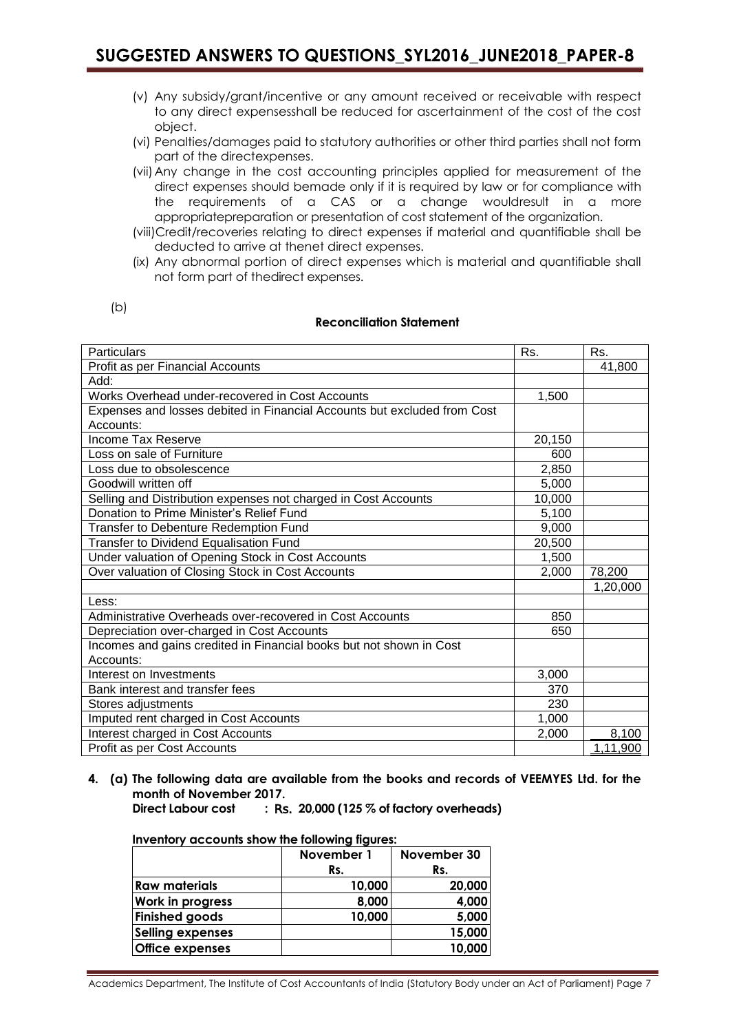(v) Any subsidy/grant/incentive or any amount received or receivable with respect to any direct expensesshall be reduced for ascertainment of the cost of the cost object.

(vi) Penalties/damages paid to statutory authorities or other third parties shall not form part of the directexpenses.

(vii) Any change in the cost accounting principles applied for measurement of the direct expenses should bemade only if it is required by law or for compliance with the requirements of a CAS or a change wouldresult in a more appropriatepreparation or presentation of cost statement of the organization.

(viii) Credit/recoveries relating to direct expenses if material and quantifiable shall be deducted to arrive at thenet direct expenses.

(ix) Any abnormal portion of direct expenses which is material and quantifiable shall not form part of thedirect expenses.

(b)

**Reconciliation Statement**

| Particulars | Rs. | Rs. |
|---|---|---|
| Profit as per Financial Accounts | | 41,800 |
| Add: | | |
| Works Overhead under-recovered in Cost Accounts | 1,500 | |
| Expenses and losses debited in Financial Accounts but excluded from Cost Accounts: | | |
| Income Tax Reserve | 20,150 | |
| Loss on sale of Furniture | 600 | |
| Loss due to obsolescence | 2,850 | |
| Goodwill written off | 5,000 | |
| Selling and Distribution expenses not charged in Cost Accounts | 10,000 | |
| Donation to Prime Minister's Relief Fund | 5,100 | |
| Transfer to Debenture Redemption Fund | 9,000 | |
| Transfer to Dividend Equalisation Fund | 20,500 | |
| Under valuation of Opening Stock in Cost Accounts | 1,500 | |
| Over valuation of Closing Stock in Cost Accounts | 2,000 | 78,200 |
| | | 1,20,000 |
| Less: | | |
| Administrative Overheads over-recovered in Cost Accounts | 850 | |
| Depreciation over-charged in Cost Accounts | 650 | |
| Incomes and gains credited in Financial books but not shown in Cost Accounts: | | |
| Interest on Investments | 3,000 | |
| Bank interest and transfer fees | 370 | |
| Stores adjustments | 230 | |
| Imputed rent charged in Cost Accounts | 1,000 | |
| Interest charged in Cost Accounts | 2,000 | 8,100 |
| Profit as per Cost Accounts | | 1,11,900 |

**4. (a) The following data are available from the books and records of VEEMYES Ltd. for the month of November 2017.**

**Direct Labour cost : Rs. 20,000 (125 % of factory overheads)**

**Inventory accounts show the following figures:**

| | November 1<br>Rs. | November 30<br>Rs. |
|---|---|---|
| **Raw materials** | 10,000 | 20,000 |
| **Work in progress** | 8,000 | 4,000 |
| **Finished goods** | 10,000 | 5,000 |
| **Selling expenses** | | 15,000 |
| **Office expenses** | | 10,000 |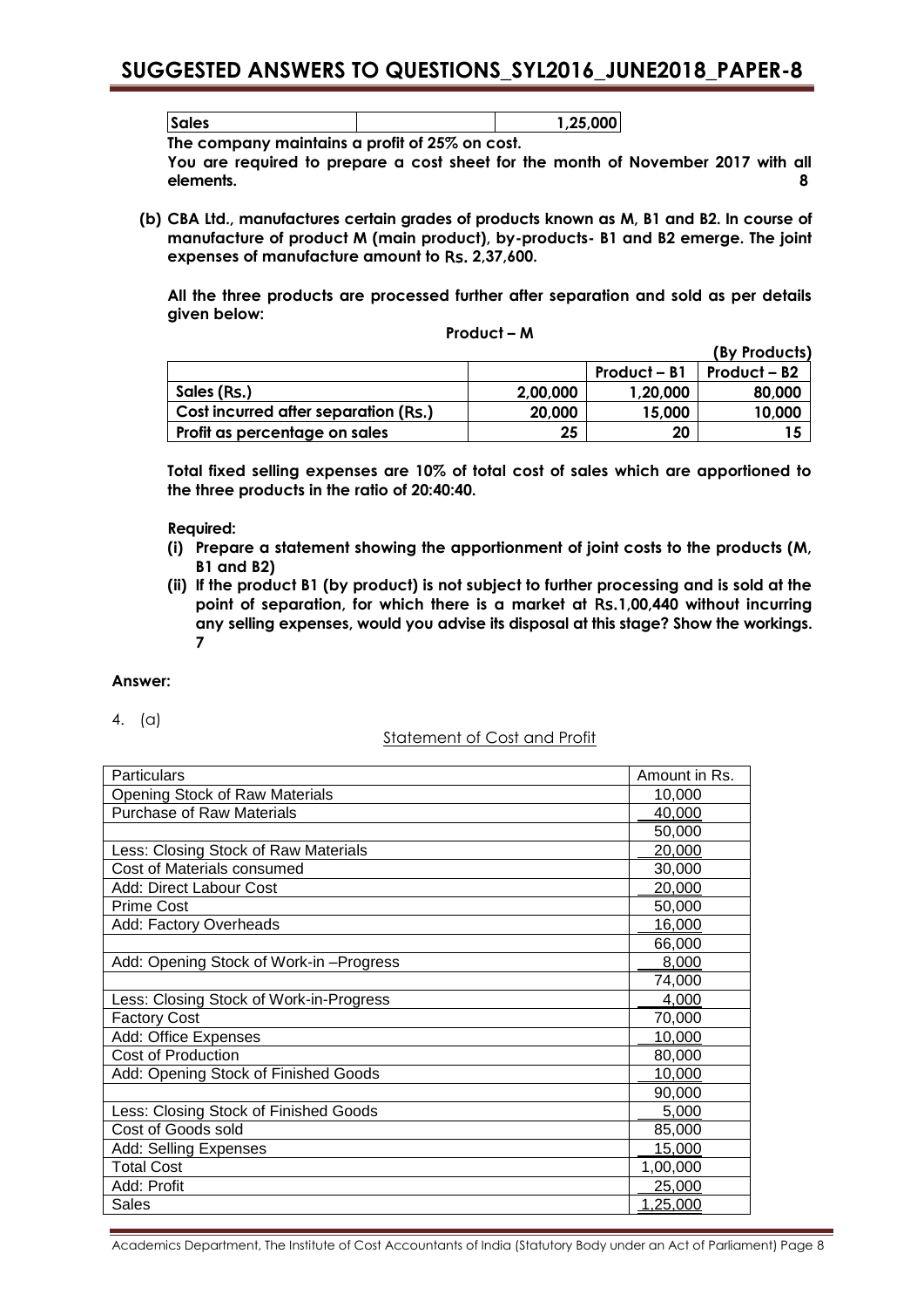| Sales | | 1,25,000 |
|---|---|---|

**The company maintains a profit of 25% on cost.**

**You are required to prepare a cost sheet for the month of November 2017 with all elements.** **8**

**(b) CBA Ltd., manufactures certain grades of products known as M, B1 and B2. In course of manufacture of product M (main product), by-products- B1 and B2 emerge. The joint expenses of manufacture amount to Rs. 2,37,600.**

**All the three products are processed further after separation and sold as per details given below:**

| | Product – M | (By Products) Product – B1 | Product – B2 |
|---|---|---|---|
| Sales (Rs.) | 2,00,000 | 1,20,000 | 80,000 |
| Cost incurred after separation (Rs.) | 20,000 | 15,000 | 10,000 |
| Profit as percentage on sales | 25 | 20 | 15 |

**Total fixed selling expenses are 10% of total cost of sales which are apportioned to the three products in the ratio of 20:40:40.**

**Required:**

**(i) Prepare a statement showing the apportionment of joint costs to the products (M, B1 and B2)**

**(ii) If the product B1 (by product) is not subject to further processing and is sold at the point of separation, for which there is a market at Rs.1,00,440 without incurring any selling expenses, would you advise its disposal at this stage? Show the workings.** **7**

**Answer:**

4. (a)

Statement of Cost and Profit

| Particulars | Amount in Rs. |
|---|---|
| Opening Stock of Raw Materials | 10,000 |
| Purchase of Raw Materials | 40,000 |
| | 50,000 |
| Less: Closing Stock of Raw Materials | 20,000 |
| Cost of Materials consumed | 30,000 |
| Add: Direct Labour Cost | 20,000 |
| Prime Cost | 50,000 |
| Add: Factory Overheads | 16,000 |
| | 66,000 |
| Add: Opening Stock of Work-in –Progress | 8,000 |
| | 74,000 |
| Less: Closing Stock of Work-in-Progress | 4,000 |
| Factory Cost | 70,000 |
| Add: Office Expenses | 10,000 |
| Cost of Production | 80,000 |
| Add: Opening Stock of Finished Goods | 10,000 |
| | 90,000 |
| Less: Closing Stock of Finished Goods | 5,000 |
| Cost of Goods sold | 85,000 |
| Add: Selling Expenses | 15,000 |
| Total Cost | 1,00,000 |
| Add: Profit | 25,000 |
| Sales | 1,25,000 |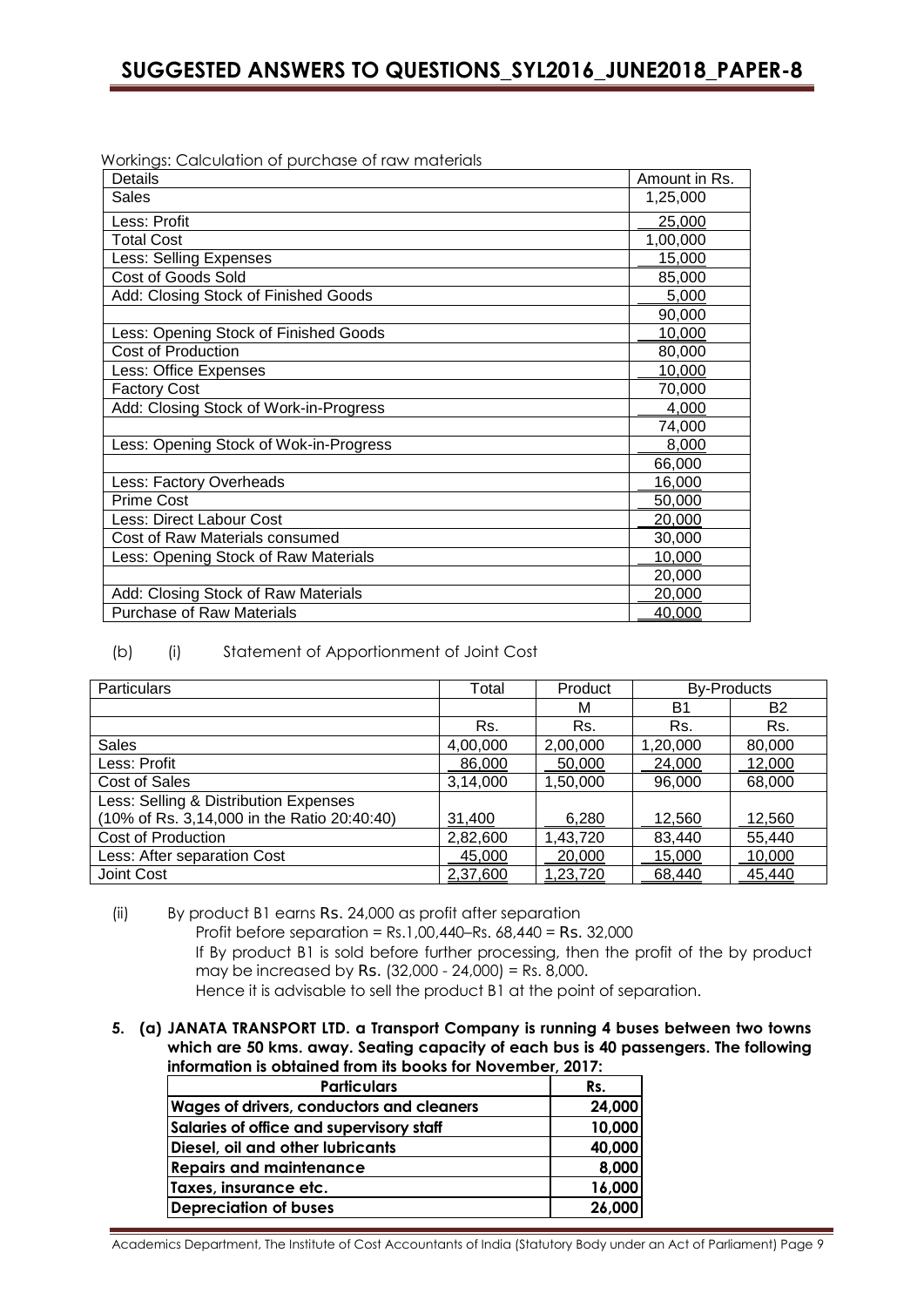Workings: Calculation of purchase of raw materials

| Details | Amount in Rs. |
|---|---|
| Sales | 1,25,000 |
| Less: Profit | 25,000 |
| Total Cost | 1,00,000 |
| Less: Selling Expenses | 15,000 |
| Cost of Goods Sold | 85,000 |
| Add: Closing Stock of Finished Goods | 5,000 |
| | 90,000 |
| Less: Opening Stock of Finished Goods | 10,000 |
| Cost of Production | 80,000 |
| Less: Office Expenses | 10,000 |
| Factory Cost | 70,000 |
| Add: Closing Stock of Work-in-Progress | 4,000 |
| | 74,000 |
| Less: Opening Stock of Wok-in-Progress | 8,000 |
| | 66,000 |
| Less: Factory Overheads | 16,000 |
| Prime Cost | 50,000 |
| Less: Direct Labour Cost | 20,000 |
| Cost of Raw Materials consumed | 30,000 |
| Less: Opening Stock of Raw Materials | 10,000 |
| | 20,000 |
| Add: Closing Stock of Raw Materials | 20,000 |
| Purchase of Raw Materials | 40,000 |

(b) (i) Statement of Apportionment of Joint Cost

| Particulars | Total | Product | By-Products | |
|---|---|---|---|---|
| | | M | B1 | B2 |
| | Rs. | Rs. | Rs. | Rs. |
| Sales | 4,00,000 | 2,00,000 | 1,20,000 | 80,000 |
| Less: Profit | 86,000 | 50,000 | 24,000 | 12,000 |
| Cost of Sales | 3,14,000 | 1,50,000 | 96,000 | 68,000 |
| Less: Selling & Distribution Expenses (10% of Rs. 3,14,000 in the Ratio 20:40:40) | 31,400 | 6,280 | 12,560 | 12,560 |
| Cost of Production | 2,82,600 | 1,43,720 | 83,440 | 55,440 |
| Less: After separation Cost | 45,000 | 20,000 | 15,000 | 10,000 |
| Joint Cost | 2,37,600 | 1,23,720 | 68,440 | 45,440 |

(ii) By product B1 earns Rs. 24,000 as profit after separation

Profit before separation = Rs.1,00,440–Rs. 68,440 = Rs. 32,000

If By product B1 is sold before further processing, then the profit of the by product may be increased by Rs. (32,000 - 24,000) = Rs. 8,000.

Hence it is advisable to sell the product B1 at the point of separation.

**5. (a) JANATA TRANSPORT LTD. a Transport Company is running 4 buses between two towns which are 50 kms. away. Seating capacity of each bus is 40 passengers. The following information is obtained from its books for November, 2017:**

| Particulars | Rs. |
|---|---|
| Wages of drivers, conductors and cleaners | 24,000 |
| Salaries of office and supervisory staff | 10,000 |
| Diesel, oil and other lubricants | 40,000 |
| Repairs and maintenance | 8,000 |
| Taxes, insurance etc. | 16,000 |
| Depreciation of buses | 26,000 |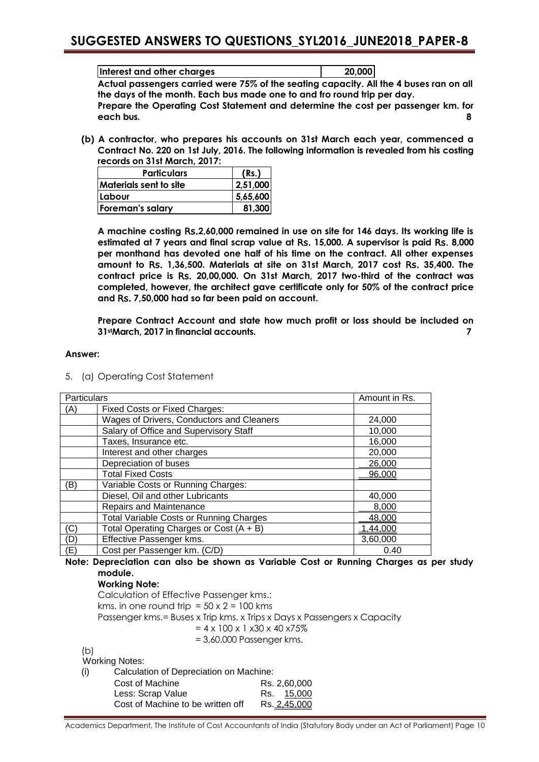| Interest and other charges | 20,000 |
|---|---|

**Actual passengers carried were 75% of the seating capacity. All the 4 buses ran on all the days of the month. Each bus made one to and fro round trip per day.**

**Prepare the Operating Cost Statement and determine the cost per passenger km. for each bus.** **8**

**(b) A contractor, who prepares his accounts on 31st March each year, commenced a Contract No. 220 on 1st July, 2016. The following information is revealed from his costing records on 31st March, 2017:**

| Particulars | (Rs.) |
|---|---|
| Materials sent to site | 2,51,000 |
| Labour | 5,65,600 |
| Foreman's salary | 81,300 |

**A machine costing Rs.2,60,000 remained in use on site for 146 days. Its working life is estimated at 7 years and final scrap value at Rs. 15,000. A supervisor is paid Rs. 8,000 per monthand has devoted one half of his time on the contract. All other expenses amount to Rs. 1,36,500. Materials at site on 31st March, 2017 cost Rs. 35,400. The contract price is Rs. 20,00,000. On 31st March, 2017 two-third of the contract was completed, however, the architect gave certificate only for 50% of the contract price and Rs. 7,50,000 had so far been paid on account.**

**Prepare Contract Account and state how much profit or loss should be included on 31st March, 2017 in financial accounts.** **7**

**Answer:**

5. (a) Operating Cost Statement

| Particulars | | Amount in Rs. |
|---|---|---|
| (A) | Fixed Costs or Fixed Charges: | |
| | Wages of Drivers, Conductors and Cleaners | 24,000 |
| | Salary of Office and Supervisory Staff | 10,000 |
| | Taxes, Insurance etc. | 16,000 |
| | Interest and other charges | 20,000 |
| | Depreciation of buses | 26,000 |
| | Total Fixed Costs | 96,000 |
| (B) | Variable Costs or Running Charges: | |
| | Diesel, Oil and other Lubricants | 40,000 |
| | Repairs and Maintenance | 8,000 |
| | Total Variable Costs or Running Charges | 48,000 |
| (C) | Total Operating Charges or Cost (A + B) | 1,44,000 |
| (D) | Effective Passenger kms. | 3,60,000 |
| (E) | Cost per Passenger km. (C/D) | 0.40 |

**Note: Depreciation can also be shown as Variable Cost or Running Charges as per study module.**

**Working Note:**

Calculation of Effective Passenger kms.:

kms. in one round trip = 50 x 2 = 100 kms

Passenger kms.= Buses x Trip kms. x Trips x Days x Passengers x Capacity

= 4 x 100 x 1 x30 x 40 x75%

= 3,60,000 Passenger kms.

(b)

Working Notes:

(i) Calculation of Depreciation on Machine:

| | |
|---|---|
| Cost of Machine | Rs. 2,60,000 |
| Less: Scrap Value | Rs. 15,000 |
| Cost of Machine to be written off | Rs. 2,45,000 |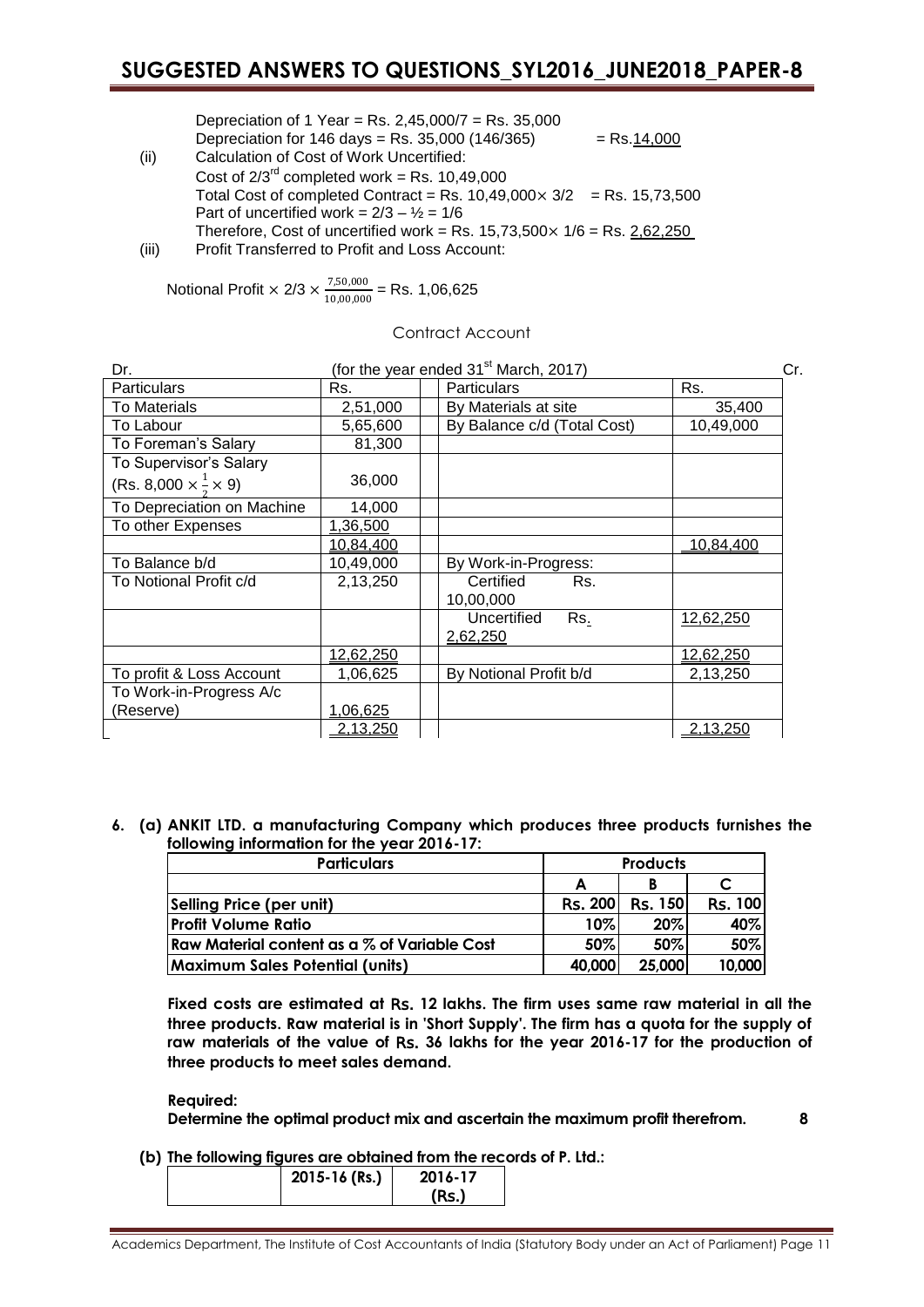Depreciation of 1 Year = Rs. 2,45,000/7 = Rs. 35,000

Depreciation for 146 days = Rs. 35,000 (146/365) = Rs.14,000

(ii) Calculation of Cost of Work Uncertified:

Cost of $2/3^{rd}$ completed work = Rs. 10,49,000

Total Cost of completed Contract = Rs. 10,49,000 $\times$ 3/2 = Rs. 15,73,500

Part of uncertified work = 2/3 – ½ = 1/6

Therefore, Cost of uncertified work = Rs. 15,73,500 $\times$ 1/6 = Rs. 2,62,250

(iii) Profit Transferred to Profit and Loss Account:

Notional Profit $\times$ 2/3 $\times \frac{7,50,000}{10,00,000}$ = Rs. 1,06,625

Contract Account

(for the year ended 31[st] March, 2017)

| Dr. Particulars | Rs. | Particulars | Cr. Rs. |
|---|---|---|---|
| To Materials | 2,51,000 | By Materials at site | 35,400 |
| To Labour | 5,65,600 | By Balance c/d (Total Cost) | 10,49,000 |
| To Foreman's Salary | 81,300 | | |
| To Supervisor's Salary (Rs. 8,000 $\times \frac{1}{2} \times$ 9) | 36,000 | | |
| To Depreciation on Machine | 14,000 | | |
| To other Expenses | 1,36,500 | | |
| | 10,84,400 | | 10,84,400 |
| To Balance b/d | 10,49,000 | By Work-in-Progress: | |
| To Notional Profit c/d | 2,13,250 | Certified Rs. 10,00,000 | |
| | | Uncertified Rs. 2,62,250 | 12,62,250 |
| | 12,62,250 | | 12,62,250 |
| To profit & Loss Account | 1,06,625 | By Notional Profit b/d | 2,13,250 |
| To Work-in-Progress A/c (Reserve) | 1,06,625 | | |
| | 2,13,250 | | 2,13,250 |

**6. (a) ANKIT LTD. a manufacturing Company which produces three products furnishes the following information for the year 2016-17:**

| Particulars | Products | | |
|---|---|---|---|
| | A | B | C |
| Selling Price (per unit) | Rs. 200 | Rs. 150 | Rs. 100 |
| Profit Volume Ratio | 10% | 20% | 40% |
| Raw Material content as a % of Variable Cost | 50% | 50% | 50% |
| Maximum Sales Potential (units) | 40,000 | 25,000 | 10,000 |

**Fixed costs are estimated at Rs. 12 lakhs. The firm uses same raw material in all the three products. Raw material is in 'Short Supply'. The firm has a quota for the supply of raw materials of the value of Rs. 36 lakhs for the year 2016-17 for the production of three products to meet sales demand.**

**Required:**

**Determine the optimal product mix and ascertain the maximum profit therefrom. 8**

**(b) The following figures are obtained from the records of P. Ltd.:**

| | 2015-16 (Rs.) | 2016-17 (Rs.) |
|---|---|---|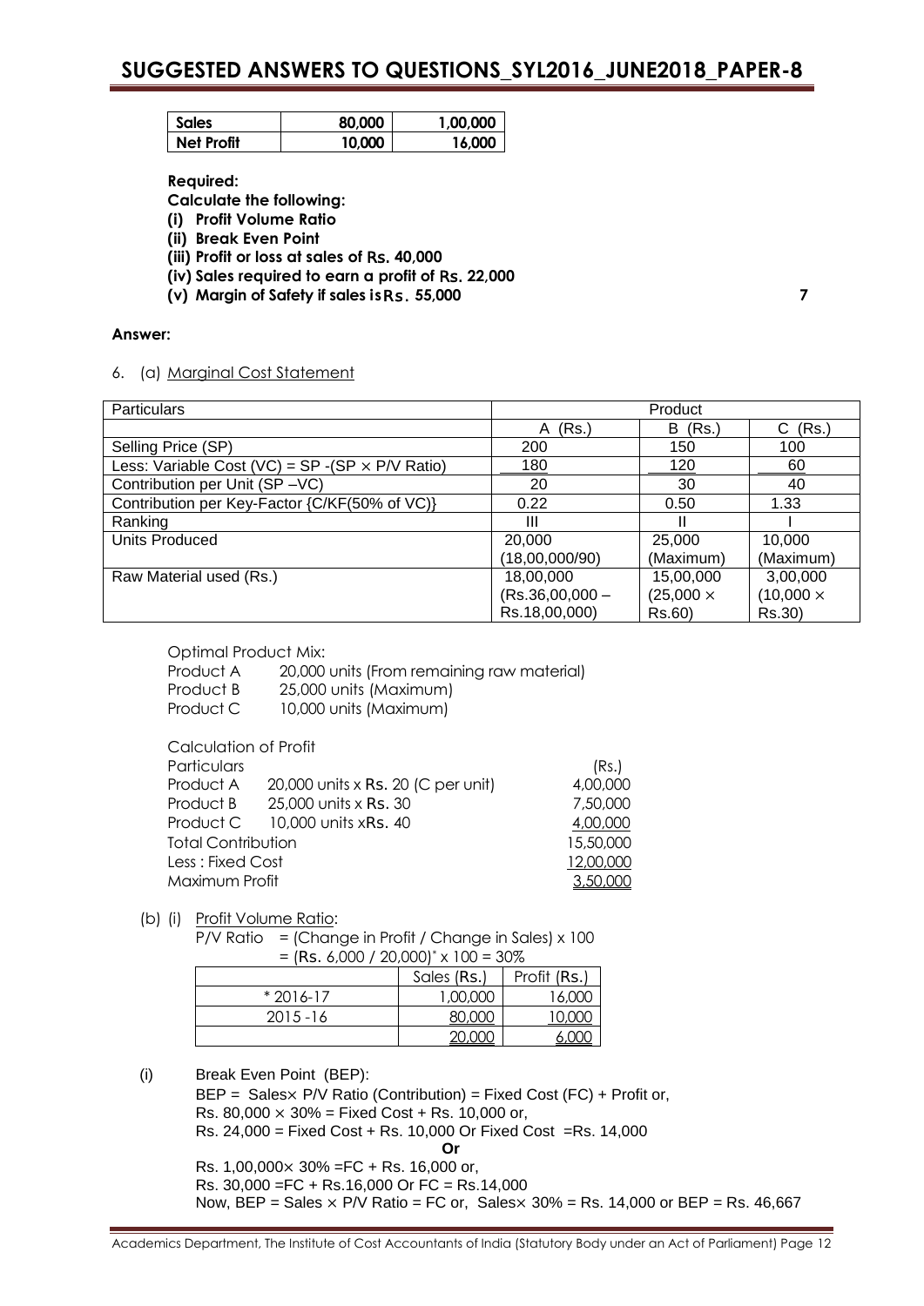| Sales | 80,000 | 1,00,000 |
|---|---|---|
| Net Profit | 10,000 | 16,000 |

**Required:**

**Calculate the following:**

**(i) Profit Volume Ratio**

**(ii) Break Even Point**

**(iii) Profit or loss at sales of Rs. 40,000**

**(iv) Sales required to earn a profit of Rs. 22,000**

**(v) Margin of Safety if sales is Rs. 55,000** **7**

**Answer:**

6. (a) Marginal Cost Statement

| Particulars | Product | | |
|---|---|---|---|
| | A (Rs.) | B (Rs.) | C (Rs.) |
| Selling Price (SP) | 200 | 150 | 100 |
| Less: Variable Cost (VC) = SP -(SP × P/V Ratio) | 180 | 120 | 60 |
| Contribution per Unit (SP –VC) | 20 | 30 | 40 |
| Contribution per Key-Factor {C/KF(50% of VC)} | 0.22 | 0.50 | 1.33 |
| Ranking | III | II | I |
| Units Produced | 20,000 (18,00,000/90) | 25,000 (Maximum) | 10,000 (Maximum) |
| Raw Material used (Rs.) | 18,00,000 (Rs.36,00,000 – Rs.18,00,000) | 15,00,000 (25,000 × Rs.60) | 3,00,000 (10,000 × Rs.30) |

Optimal Product Mix:

Product A 20,000 units (From remaining raw material)
Product B 25,000 units (Maximum)
Product C 10,000 units (Maximum)

Calculation of Profit

| Particulars | | (Rs.) |
|---|---|---|
| Product A | 20,000 units x Rs. 20 (C per unit) | 4,00,000 |
| Product B | 25,000 units x Rs. 30 | 7,50,000 |
| Product C | 10,000 units xRs. 40 | 4,00,000 |
| Total Contribution | | 15,50,000 |
| Less : Fixed Cost | | 12,00,000 |
| Maximum Profit | | 3,50,000 |

(b) (i) Profit Volume Ratio:

P/V Ratio = (Change in Profit / Change in Sales) x 100
= (Rs. 6,000 / 20,000)* x 100 = 30%

| | Sales (Rs.) | Profit (Rs.) |
|---|---|---|
| * 2016-17 | 1,00,000 | 16,000 |
| 2015 -16 | 80,000 | 10,000 |
| | 20,000 | 6,000 |

(i) Break Even Point (BEP):

BEP = Sales× P/V Ratio (Contribution) = Fixed Cost (FC) + Profit or,
Rs. 80,000 × 30% = Fixed Cost + Rs. 10,000 or,
Rs. 24,000 = Fixed Cost + Rs. 10,000 Or Fixed Cost =Rs. 14,000

**Or**

Rs. 1,00,000× 30% =FC + Rs. 16,000 or,
Rs. 30,000 =FC + Rs.16,000 Or FC = Rs.14,000
Now, BEP = Sales × P/V Ratio = FC or, Sales× 30% = Rs. 14,000 or BEP = Rs. 46,667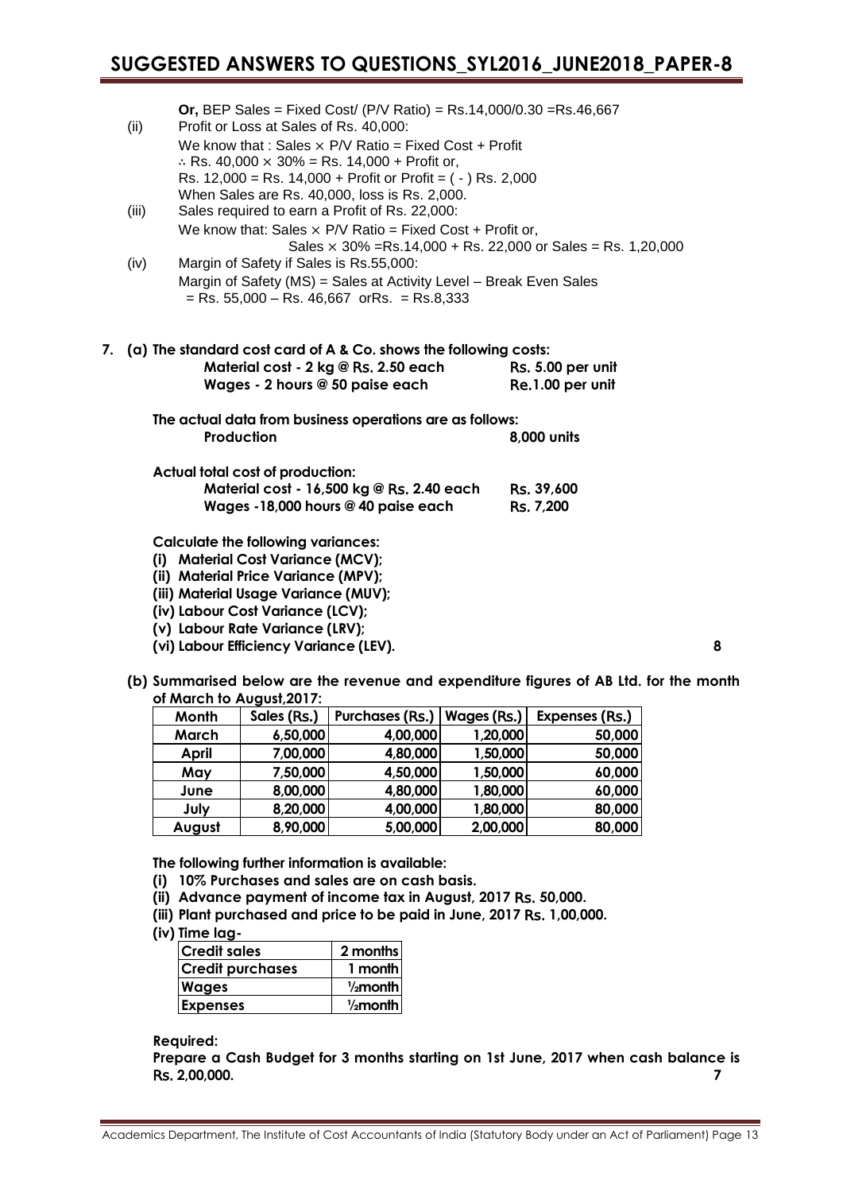**Or,** BEP Sales = Fixed Cost/ (P/V Ratio) = Rs.14,000/0.30 =Rs.46,667

(ii) Profit or Loss at Sales of Rs. 40,000:

We know that : Sales $\times$ P/V Ratio = Fixed Cost + Profit

$\therefore$ Rs. 40,000 $\times$ 30% = Rs. 14,000 + Profit or,

Rs. 12,000 = Rs. 14,000 + Profit or Profit = ( - ) Rs. 2,000

When Sales are Rs. 40,000, loss is Rs. 2,000.

(iii) Sales required to earn a Profit of Rs. 22,000:

We know that: Sales $\times$ P/V Ratio = Fixed Cost + Profit or,

Sales $\times$ 30% =Rs.14,000 + Rs. 22,000 or Sales = Rs. 1,20,000

(iv) Margin of Safety if Sales is Rs.55,000:

Margin of Safety (MS) = Sales at Activity Level – Break Even Sales

= Rs. 55,000 – Rs. 46,667 orRs. = Rs.8,333

**7. (a) The standard cost card of A & Co. shows the following costs:**

| | |
|---|---|
| **Material cost - 2 kg @ Rs. 2.50 each** | **Rs. 5.00 per unit** |
| **Wages - 2 hours @ 50 paise each** | **Re.1.00 per unit** |

**The actual data from business operations are as follows:**

| | |
|---|---|
| **Production** | **8,000 units** |

**Actual total cost of production:**

| | |
|---|---|
| **Material cost - 16,500 kg @ Rs. 2.40 each** | **Rs. 39,600** |
| **Wages -18,000 hours @ 40 paise each** | **Rs. 7,200** |

**Calculate the following variances:**

**(i) Material Cost Variance (MCV);**

**(ii) Material Price Variance (MPV);**

**(iii) Material Usage Variance (MUV);**

**(iv) Labour Cost Variance (LCV);**

**(v) Labour Rate Variance (LRV);**

**(vi) Labour Efficiency Variance (LEV).** **8**

**(b) Summarised below are the revenue and expenditure figures of AB Ltd. for the month of March to August,2017:**

| Month | Sales (Rs.) | Purchases (Rs.) | Wages (Rs.) | Expenses (Rs.) |
|---|---|---|---|---|
| March | 6,50,000 | 4,00,000 | 1,20,000 | 50,000 |
| April | 7,00,000 | 4,80,000 | 1,50,000 | 50,000 |
| May | 7,50,000 | 4,50,000 | 1,50,000 | 60,000 |
| June | 8,00,000 | 4,80,000 | 1,80,000 | 60,000 |
| July | 8,20,000 | 4,00,000 | 1,80,000 | 80,000 |
| August | 8,90,000 | 5,00,000 | 2,00,000 | 80,000 |

**The following further information is available:**

**(i) 10% Purchases and sales are on cash basis.**

**(ii) Advance payment of income tax in August, 2017 Rs. 50,000.**

**(iii) Plant purchased and price to be paid in June, 2017 Rs. 1,00,000.**

**(iv) Time lag-**

| | |
|---|---|
| Credit sales | 2 months |
| Credit purchases | 1 month |
| Wages | ½month |
| Expenses | ½month |

**Required:**

**Prepare a Cash Budget for 3 months starting on 1st June, 2017 when cash balance is Rs. 2,00,000.** **7**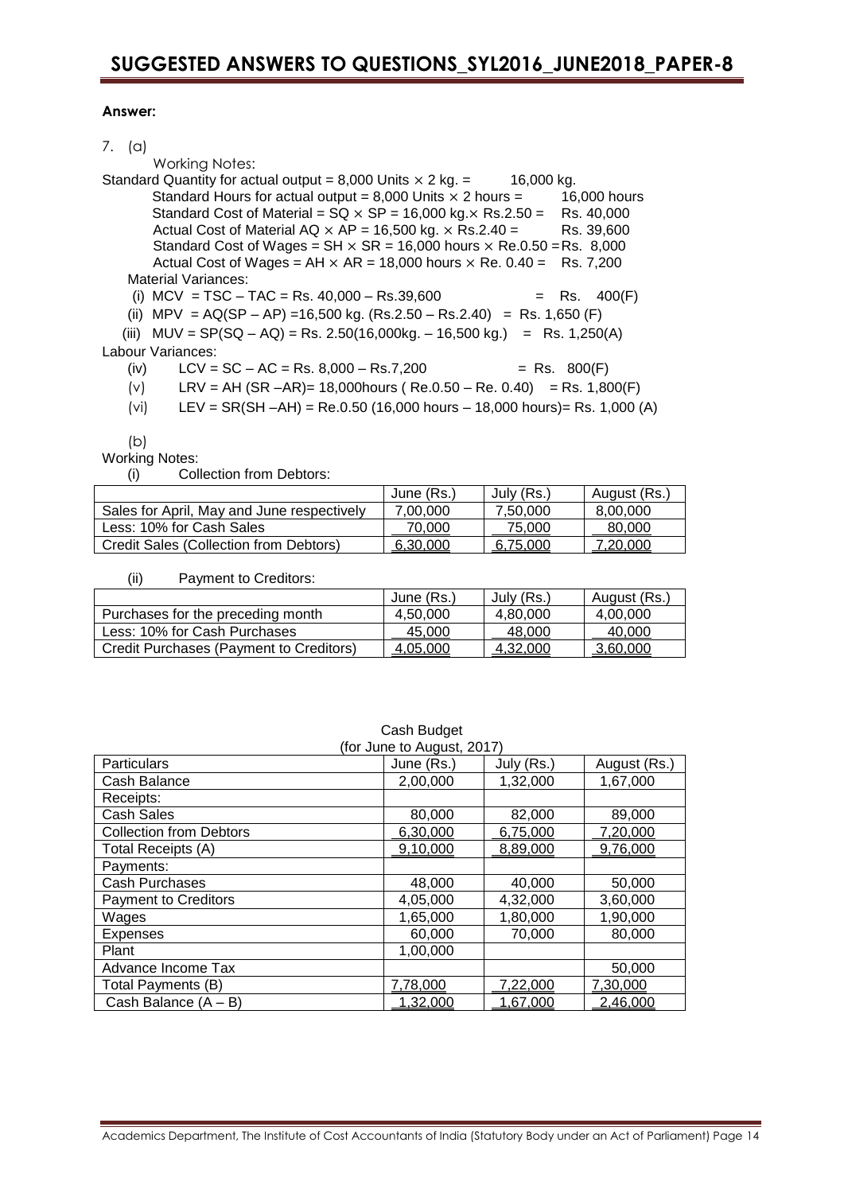**Answer:**

7. (a)

Working Notes:

Standard Quantity for actual output = 8,000 Units $\times$ 2 kg. = 16,000 kg.

Standard Hours for actual output = 8,000 Units $\times$ 2 hours = 16,000 hours

Standard Cost of Material = SQ $\times$ SP = 16,000 kg.$\times$ Rs.2.50 = Rs. 40,000

Actual Cost of Material AQ $\times$ AP = 16,500 kg. $\times$ Rs.2.40 = Rs. 39,600

Standard Cost of Wages = SH $\times$ SR = 16,000 hours $\times$ Re.0.50 = Rs. 8,000

Actual Cost of Wages = AH $\times$ AR = 18,000 hours $\times$ Re. 0.40 = Rs. 7,200

Material Variances:

(i) MCV = TSC – TAC = Rs. 40,000 – Rs.39,600 = Rs. 400(F)

(ii) MPV = AQ(SP – AP) =16,500 kg. (Rs.2.50 – Rs.2.40) = Rs. 1,650 (F)

(iii) MUV = SP(SQ – AQ) = Rs. 2.50(16,000kg. – 16,500 kg.) = Rs. 1,250(A)

Labour Variances:

(iv) LCV = SC – AC = Rs. 8,000 – Rs.7,200 = Rs. 800(F)

(v) LRV = AH (SR –AR)= 18,000hours ( Re.0.50 – Re. 0.40) = Rs. 1,800(F)

(vi) LEV = SR(SH –AH) = Re.0.50 (16,000 hours – 18,000 hours)= Rs. 1,000 (A)

(b)

Working Notes:

(i) Collection from Debtors:

| | June (Rs.) | July (Rs.) | August (Rs.) |
|---|---|---|---|
| Sales for April, May and June respectively | 7,00,000 | 7,50,000 | 8,00,000 |
| Less: 10% for Cash Sales | 70,000 | 75,000 | 80,000 |
| Credit Sales (Collection from Debtors) | 6,30,000 | 6,75,000 | 7,20,000 |

(ii) Payment to Creditors:

| | June (Rs.) | July (Rs.) | August (Rs.) |
|---|---|---|---|
| Purchases for the preceding month | 4,50,000 | 4,80,000 | 4,00,000 |
| Less: 10% for Cash Purchases | 45,000 | 48,000 | 40,000 |
| Credit Purchases (Payment to Creditors) | 4,05,000 | 4,32,000 | 3,60,000 |

Cash Budget
(for June to August, 2017)

| Particulars | June (Rs.) | July (Rs.) | August (Rs.) |
|---|---|---|---|
| Cash Balance | 2,00,000 | 1,32,000 | 1,67,000 |
| Receipts: | | | |
| Cash Sales | 80,000 | 82,000 | 89,000 |
| Collection from Debtors | 6,30,000 | 6,75,000 | 7,20,000 |
| Total Receipts (A) | 9,10,000 | 8,89,000 | 9,76,000 |
| Payments: | | | |
| Cash Purchases | 48,000 | 40,000 | 50,000 |
| Payment to Creditors | 4,05,000 | 4,32,000 | 3,60,000 |
| Wages | 1,65,000 | 1,80,000 | 1,90,000 |
| Expenses | 60,000 | 70,000 | 80,000 |
| Plant | 1,00,000 | | |
| Advance Income Tax | | | 50,000 |
| Total Payments (B) | 7,78,000 | 7,22,000 | 7,30,000 |
| Cash Balance (A – B) | 1,32,000 | 1,67,000 | 2,46,000 |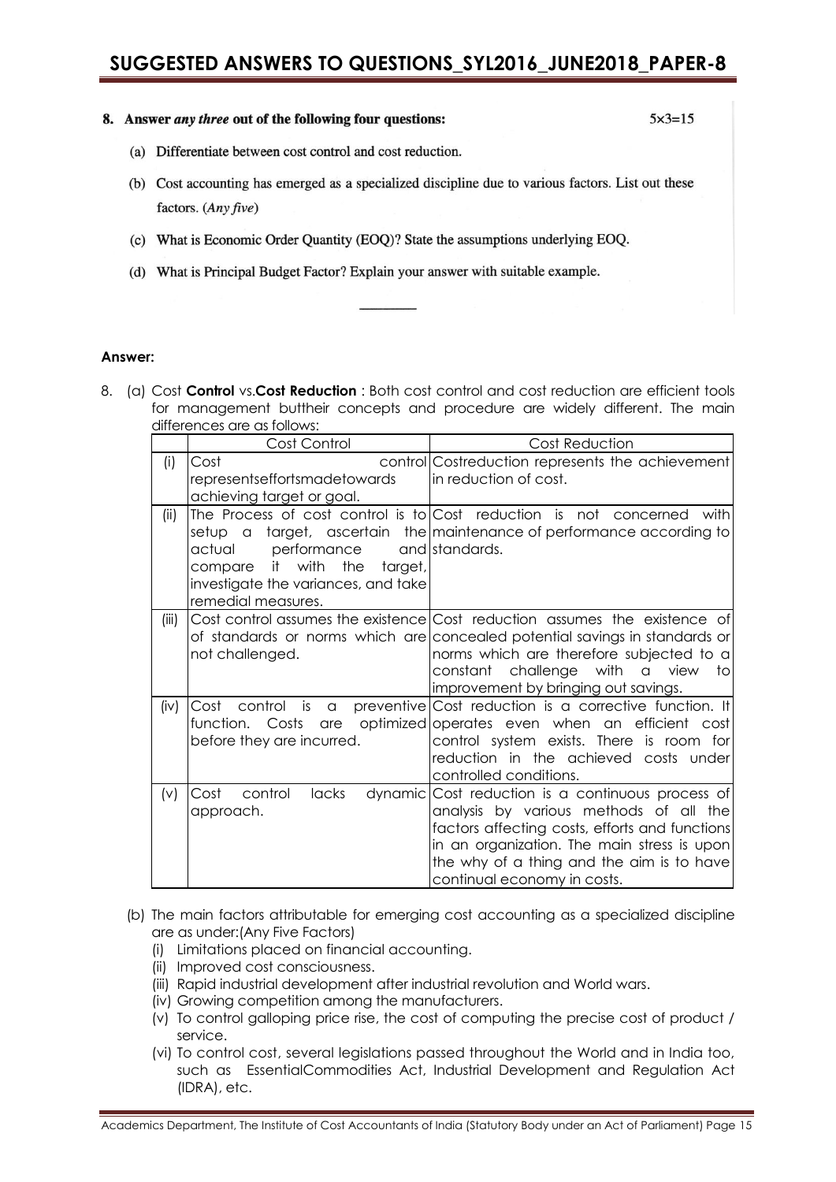**8. Answer *any three* out of the following four questions:** 5×3=15

(a) Differentiate between cost control and cost reduction.

(b) Cost accounting has emerged as a specialized discipline due to various factors. List out these factors. (*Any five*)

(c) What is Economic Order Quantity (EOQ)? State the assumptions underlying EOQ.

(d) What is Principal Budget Factor? Explain your answer with suitable example.

---

**Answer:**

8. (a) Cost **Control** vs.**Cost Reduction** : Both cost control and cost reduction are efficient tools for management buttheir concepts and procedure are widely different. The main differences are as follows:

| | Cost Control | Cost Reduction |
|---|---|---|
| (i) | Cost control representseffortsmadetowards achieving target or goal. | Costreduction represents the achievement in reduction of cost. |
| (ii) | The Process of cost control is to setup a target, ascertain the actual performance and compare it with the target, investigate the variances, and take remedial measures. | Cost reduction is not concerned with maintenance of performance according to standards. |
| (iii) | Cost control assumes the existence of standards or norms which are not challenged. | Cost reduction assumes the existence of concealed potential savings in standards or norms which are therefore subjected to a constant challenge with a view to improvement by bringing out savings. |
| (iv) | Cost control is a preventive function. Costs are optimized before they are incurred. | Cost reduction is a corrective function. It operates even when an efficient cost control system exists. There is room for reduction in the achieved costs under controlled conditions. |
| (v) | Cost control lacks dynamic approach. | Cost reduction is a continuous process of analysis by various methods of all the factors affecting costs, efforts and functions in an organization. The main stress is upon the why of a thing and the aim is to have continual economy in costs. |

(b) The main factors attributable for emerging cost accounting as a specialized discipline are as under:(Any Five Factors)

(i) Limitations placed on financial accounting.

(ii) Improved cost consciousness.

(iii) Rapid industrial development after industrial revolution and World wars.

(iv) Growing competition among the manufacturers.

(v) To control galloping price rise, the cost of computing the precise cost of product / service.

(vi) To control cost, several legislations passed throughout the World and in India too, such as EssentialCommodities Act, Industrial Development and Regulation Act (IDRA), etc.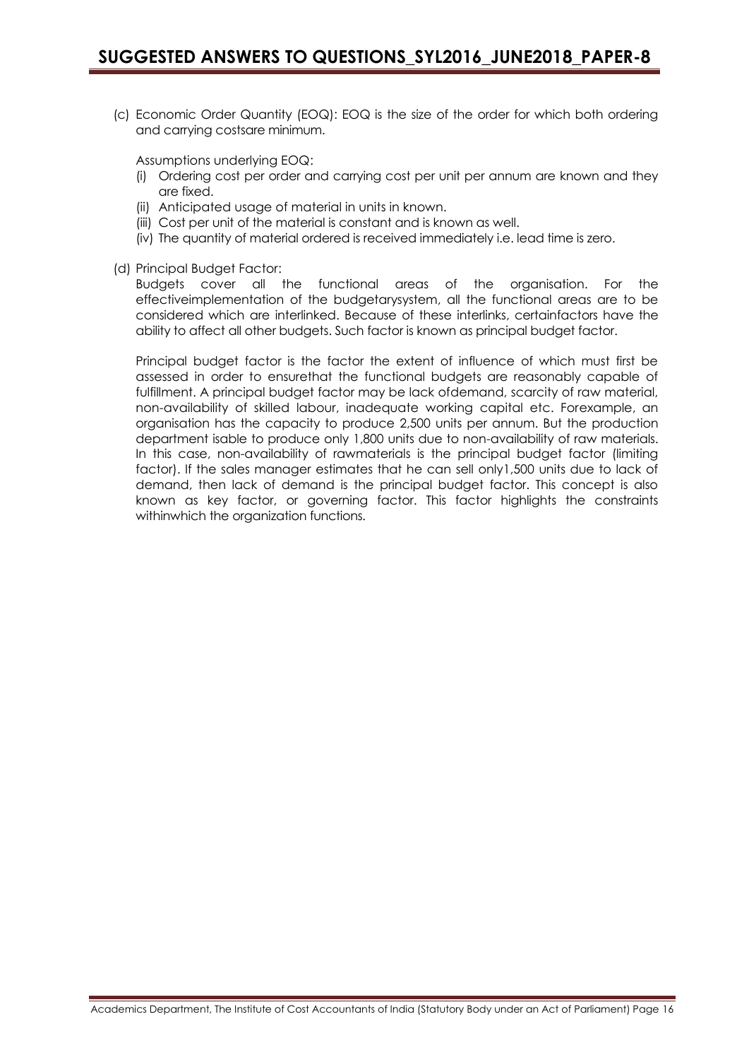(c) Economic Order Quantity (EOQ): EOQ is the size of the order for which both ordering and carrying costsare minimum.

Assumptions underlying EOQ:

(i) Ordering cost per order and carrying cost per unit per annum are known and they are fixed.
(ii) Anticipated usage of material in units in known.
(iii) Cost per unit of the material is constant and is known as well.
(iv) The quantity of material ordered is received immediately i.e. lead time is zero.

(d) Principal Budget Factor:

Budgets cover all the functional areas of the organisation. For the effectiveimplementation of the budgetarysystem, all the functional areas are to be considered which are interlinked. Because of these interlinks, certainfactors have the ability to affect all other budgets. Such factor is known as principal budget factor.

Principal budget factor is the factor the extent of influence of which must first be assessed in order to ensurethat the functional budgets are reasonably capable of fulfillment. A principal budget factor may be lack ofdemand, scarcity of raw material, non-availability of skilled labour, inadequate working capital etc. Forexample, an organisation has the capacity to produce 2,500 units per annum. But the production department isable to produce only 1,800 units due to non-availability of raw materials. In this case, non-availability of rawmaterials is the principal budget factor (limiting factor). If the sales manager estimates that he can sell only1,500 units due to lack of demand, then lack of demand is the principal budget factor. This concept is also known as key factor, or governing factor. This factor highlights the constraints withinwhich the organization functions.